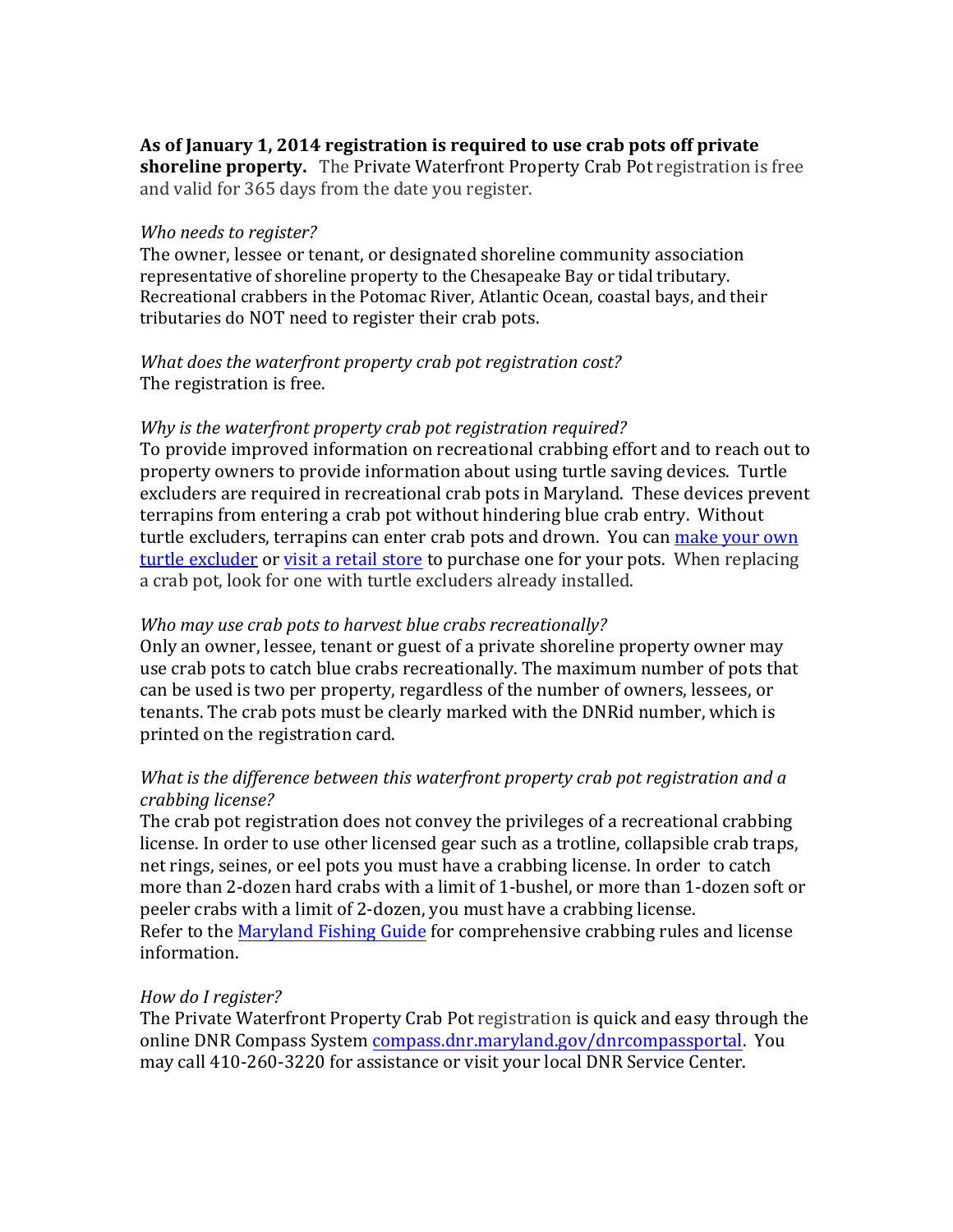**As of January 1, 2014 registration is required to use crab pots off private shoreline property.** The Private Waterfront Property Crab Pot registration is free and valid for 365 days from the date you register.

*Who needs to register?*
The owner, lessee or tenant, or designated shoreline community association representative of shoreline property to the Chesapeake Bay or tidal tributary. Recreational crabbers in the Potomac River, Atlantic Ocean, coastal bays, and their tributaries do NOT need to register their crab pots.

*What does the waterfront property crab pot registration cost?*
The registration is free.

*Why is the waterfront property crab pot registration required?*
To provide improved information on recreational crabbing effort and to reach out to property owners to provide information about using turtle saving devices. Turtle excluders are required in recreational crab pots in Maryland. These devices prevent terrapins from entering a crab pot without hindering blue crab entry. Without turtle excluders, terrapins can enter crab pots and drown. You can make your own turtle excluder or visit a retail store to purchase one for your pots. When replacing a crab pot, look for one with turtle excluders already installed.

*Who may use crab pots to harvest blue crabs recreationally?*
Only an owner, lessee, tenant or guest of a private shoreline property owner may use crab pots to catch blue crabs recreationally. The maximum number of pots that can be used is two per property, regardless of the number of owners, lessees, or tenants. The crab pots must be clearly marked with the DNRid number, which is printed on the registration card.

*What is the difference between this waterfront property crab pot registration and a crabbing license?*
The crab pot registration does not convey the privileges of a recreational crabbing license. In order to use other licensed gear such as a trotline, collapsible crab traps, net rings, seines, or eel pots you must have a crabbing license. In order to catch more than 2-dozen hard crabs with a limit of 1-bushel, or more than 1-dozen soft or peeler crabs with a limit of 2-dozen, you must have a crabbing license.
Refer to the Maryland Fishing Guide for comprehensive crabbing rules and license information.

*How do I register?*
The Private Waterfront Property Crab Pot registration is quick and easy through the online DNR Compass System compass.dnr.maryland.gov/dnrcompassportal. You may call 410-260-3220 for assistance or visit your local DNR Service Center.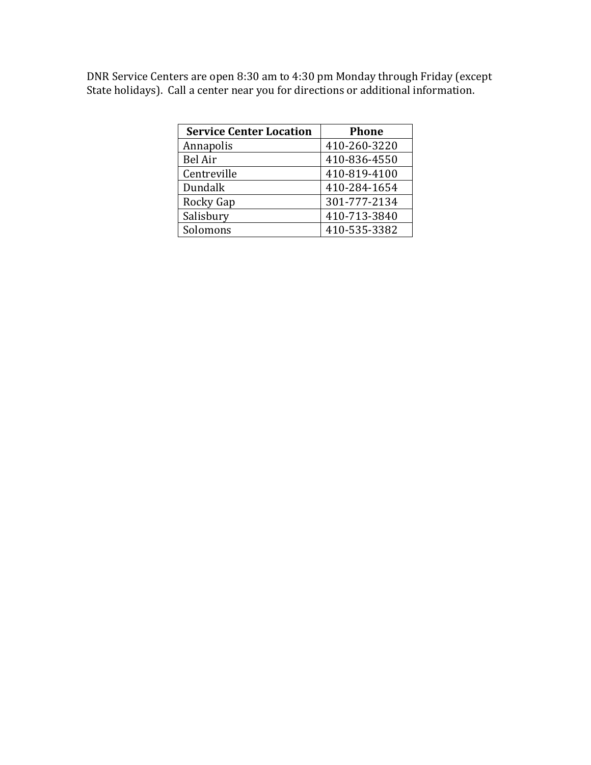DNR Service Centers are open 8:30 am to 4:30 pm Monday through Friday (except State holidays). Call a center near you for directions or additional information.

| Service Center Location | Phone |
|---|---|
| Annapolis | 410-260-3220 |
| Bel Air | 410-836-4550 |
| Centreville | 410-819-4100 |
| Dundalk | 410-284-1654 |
| Rocky Gap | 301-777-2134 |
| Salisbury | 410-713-3840 |
| Solomons | 410-535-3382 |